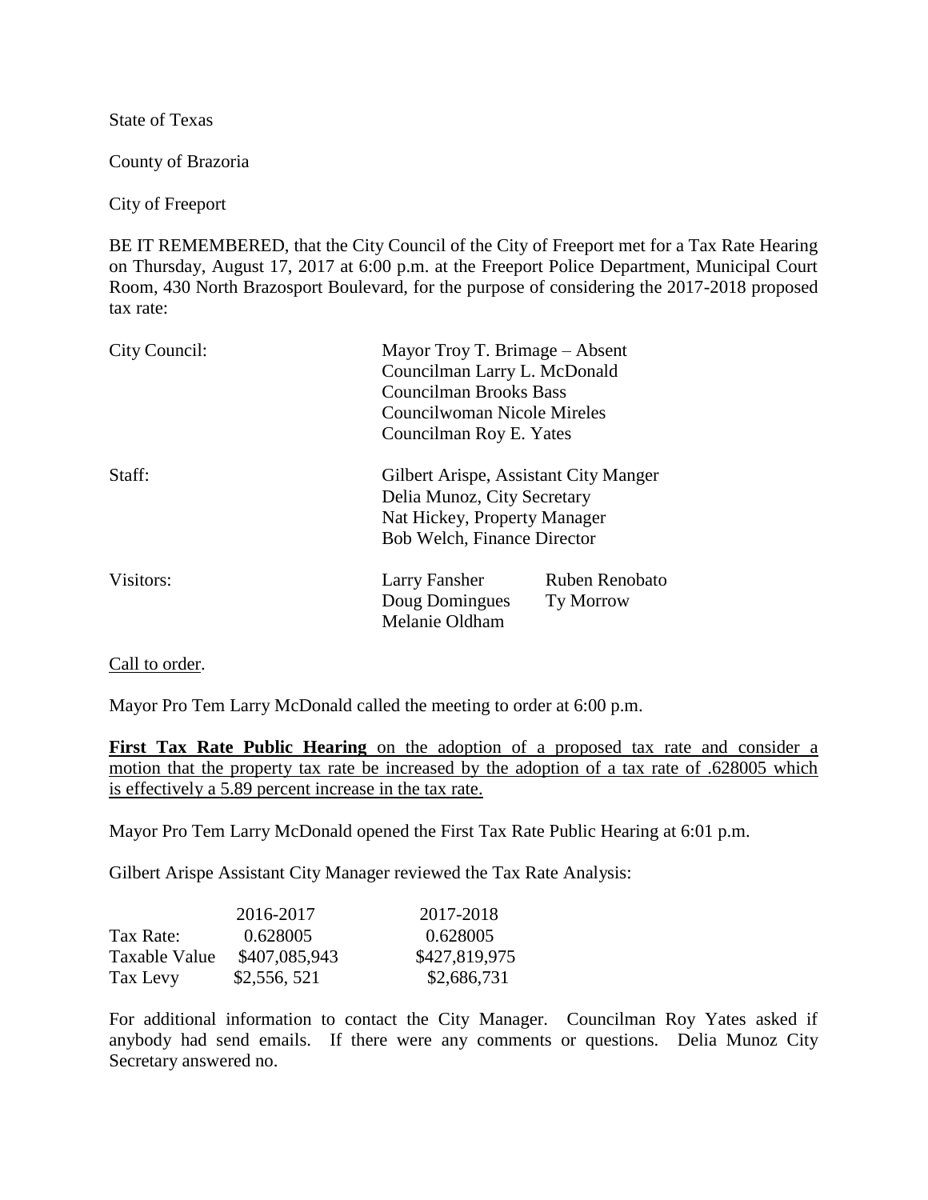State of Texas

County of Brazoria

City of Freeport

BE IT REMEMBERED, that the City Council of the City of Freeport met for a Tax Rate Hearing on Thursday, August 17, 2017 at 6:00 p.m. at the Freeport Police Department, Municipal Court Room, 430 North Brazosport Boulevard, for the purpose of considering the 2017-2018 proposed tax rate:

| | | |
|---|---|---|
| City Council: | Mayor Troy T. Brimage – Absent | |
| | Councilman Larry L. McDonald | |
| | Councilman Brooks Bass | |
| | Councilwoman Nicole Mireles | |
| | Councilman Roy E. Yates | |
| Staff: | Gilbert Arispe, Assistant City Manger | |
| | Delia Munoz, City Secretary | |
| | Nat Hickey, Property Manager | |
| | Bob Welch, Finance Director | |
| Visitors: | Larry Fansher | Ruben Renobato |
| | Doug Domingues | Ty Morrow |
| | Melanie Oldham | |

<u>Call to order</u>.

Mayor Pro Tem Larry McDonald called the meeting to order at 6:00 p.m.

<u>**First Tax Rate Public Hearing** on the adoption of a proposed tax rate and consider a motion that the property tax rate be increased by the adoption of a tax rate of .628005 which is effectively a 5.89 percent increase in the tax rate.</u>

Mayor Pro Tem Larry McDonald opened the First Tax Rate Public Hearing at 6:01 p.m.

Gilbert Arispe Assistant City Manager reviewed the Tax Rate Analysis:

| | 2016-2017 | 2017-2018 |
|---|---|---|
| Tax Rate: | 0.628005 | 0.628005 |
| Taxable Value | \$407,085,943 | \$427,819,975 |
| Tax Levy | \$2,556, 521 | \$2,686,731 |

For additional information to contact the City Manager. Councilman Roy Yates asked if anybody had send emails. If there were any comments or questions. Delia Munoz City Secretary answered no.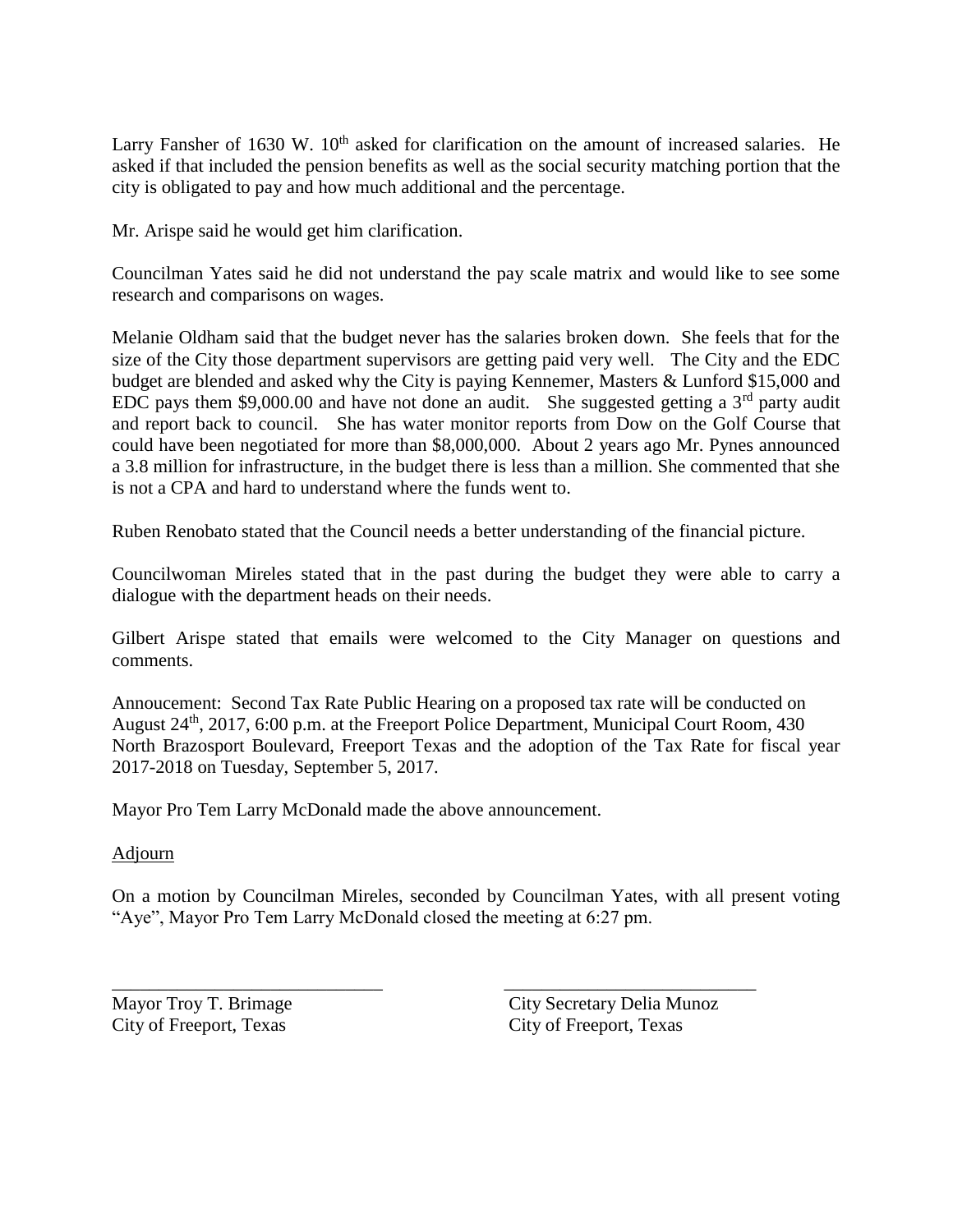Larry Fansher of 1630 W. 10th asked for clarification on the amount of increased salaries. He asked if that included the pension benefits as well as the social security matching portion that the city is obligated to pay and how much additional and the percentage.

Mr. Arispe said he would get him clarification.

Councilman Yates said he did not understand the pay scale matrix and would like to see some research and comparisons on wages.

Melanie Oldham said that the budget never has the salaries broken down. She feels that for the size of the City those department supervisors are getting paid very well. The City and the EDC budget are blended and asked why the City is paying Kennemer, Masters & Lunford $15,000 and EDC pays them $9,000.00 and have not done an audit. She suggested getting a 3rd party audit and report back to council. She has water monitor reports from Dow on the Golf Course that could have been negotiated for more than $8,000,000. About 2 years ago Mr. Pynes announced a 3.8 million for infrastructure, in the budget there is less than a million. She commented that she is not a CPA and hard to understand where the funds went to.

Ruben Renobato stated that the Council needs a better understanding of the financial picture.

Councilwoman Mireles stated that in the past during the budget they were able to carry a dialogue with the department heads on their needs.

Gilbert Arispe stated that emails were welcomed to the City Manager on questions and comments.

Annoucement: Second Tax Rate Public Hearing on a proposed tax rate will be conducted on August 24th, 2017, 6:00 p.m. at the Freeport Police Department, Municipal Court Room, 430 North Brazosport Boulevard, Freeport Texas and the adoption of the Tax Rate for fiscal year 2017-2018 on Tuesday, September 5, 2017.

Mayor Pro Tem Larry McDonald made the above announcement.

Adjourn

On a motion by Councilman Mireles, seconded by Councilman Yates, with all present voting "Aye", Mayor Pro Tem Larry McDonald closed the meeting at 6:27 pm.

_____________________________ _____________________________

Mayor Troy T. Brimage
City of Freeport, Texas

City Secretary Delia Munoz
City of Freeport, Texas